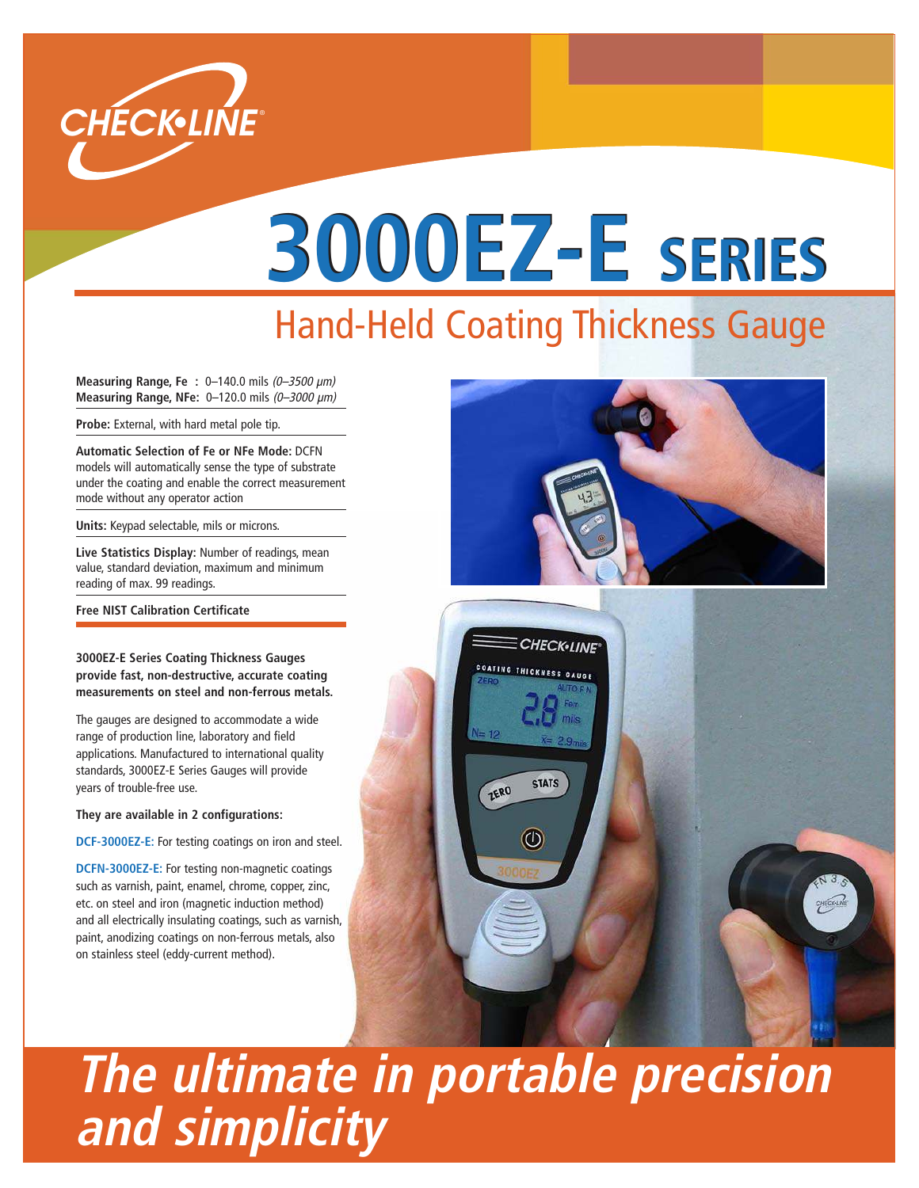# 3000EZ-E SERIES

## Hand-Held Coating Thickness Gauge

**Measuring Range, Fe :** 0–140.0 mils *(0–3500 µm)*
**Measuring Range, NFe:** 0–120.0 mils *(0–3000 µm)*

**Probe:** External, with hard metal pole tip.

**Automatic Selection of Fe or NFe Mode:** DCFN models will automatically sense the type of substrate under the coating and enable the correct measurement mode without any operator action

**Units:** Keypad selectable, mils or microns.

**Live Statistics Display:** Number of readings, mean value, standard deviation, maximum and minimum reading of max. 99 readings.

**Free NIST Calibration Certificate**

**3000EZ-E Series Coating Thickness Gauges provide fast, non-destructive, accurate coating measurements on steel and non-ferrous metals.**

The gauges are designed to accommodate a wide range of production line, laboratory and field applications. Manufactured to international quality standards, 3000EZ-E Series Gauges will provide years of trouble-free use.

**They are available in 2 configurations:**

**DCF-3000EZ-E:** For testing coatings on iron and steel.

**DCFN-3000EZ-E:** For testing non-magnetic coatings such as varnish, paint, enamel, chrome, copper, zinc, etc. on steel and iron (magnetic induction method) and all electrically insulating coatings, such as varnish, paint, anodizing coatings on non-ferrous metals, also on stainless steel (eddy-current method).

***The ultimate in portable precision and simplicity***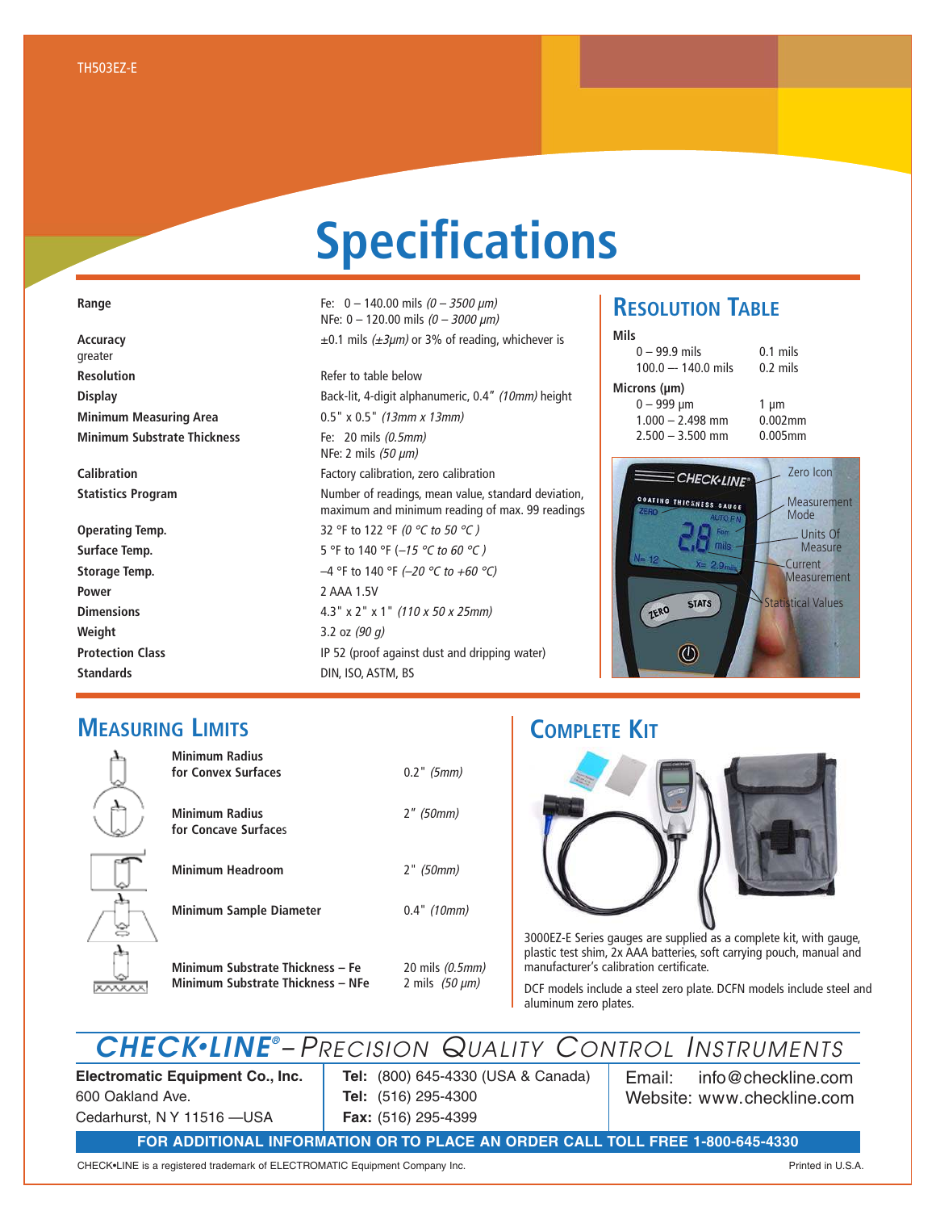# Specifications

| | |
|---|---|
| **Range** | Fe: 0 – 140.00 mils *(0 – 3500 µm)*<br>NFe: 0 – 120.00 mils *(0 – 3000 µm)* |
| **Accuracy** | ±0.1 mils *(±3µm)* or 3% of reading, whichever is greater |
| **Resolution** | Refer to table below |
| **Display** | Back-lit, 4-digit alphanumeric, 0.4" *(10mm)* height |
| **Minimum Measuring Area** | 0.5" x 0.5" *(13mm x 13mm)* |
| **Minimum Substrate Thickness** | Fe: 20 mils *(0.5mm)*<br>NFe: 2 mils *(50 µm)* |
| **Calibration** | Factory calibration, zero calibration |
| **Statistics Program** | Number of readings, mean value, standard deviation, maximum and minimum reading of max. 99 readings |
| **Operating Temp.** | 32 °F to 122 °F *(0 °C to 50 °C )* |
| **Surface Temp.** | 5 °F to 140 °F *(–15 °C to 60 °C )* |
| **Storage Temp.** | –4 °F to 140 °F *(–20 °C to +60 °C)* |
| **Power** | 2 AAA 1.5V |
| **Dimensions** | 4.3" x 2" x 1" *(110 x 50 x 25mm)* |
| **Weight** | 3.2 oz *(90 g)* |
| **Protection Class** | IP 52 (proof against dust and dripping water) |
| **Standards** | DIN, ISO, ASTM, BS |

## Resolution Table

| | |
|---|---|
| **Mils** | |
| 0 – 99.9 mils | 0.1 mils |
| 100.0 — 140.0 mils | 0.2 mils |
| **Microns (µm)** | |
| 0 – 999 µm | 1 µm |
| 1.000 – 2.498 mm | 0.002mm |
| 2.500 – 3.500 mm | 0.005mm |

Zero Icon

Measurement Mode

Units Of Measure

Current Measurement

Statistical Values

## Measuring Limits

| | |
|---|---|
| **Minimum Radius for Convex Surfaces** | 0.2" *(5mm)* |
| **Minimum Radius for Concave Surfaces** | 2" *(50mm)* |
| **Minimum Headroom** | 2" *(50mm)* |
| **Minimum Sample Diameter** | 0.4" *(10mm)* |
| **Minimum Substrate Thickness – Fe** | 20 mils *(0.5mm)* |
| **Minimum Substrate Thickness – NFe** | 2 mils *(50 µm)* |

## Complete Kit

3000EZ-E Series gauges are supplied as a complete kit, with gauge, plastic test shim, 2x AAA batteries, soft carrying pouch, manual and manufacturer's calibration certificate.

DCF models include a steel zero plate. DCFN models include steel and aluminum zero plates.

**CHECK•LINE®** – PRECISION QUALITY CONTROL INSTRUMENTS

**Electromatic Equipment Co., Inc.**
600 Oakland Ave.
Cedarhurst, N Y 11516 —USA

**Tel:** (800) 645-4330 (USA & Canada)
**Tel:** (516) 295-4300
**Fax:** (516) 295-4399

Email: info@checkline.com
Website: www.checkline.com

**FOR ADDITIONAL INFORMATION OR TO PLACE AN ORDER CALL TOLL FREE 1-800-645-4330**

CHECK•LINE is a registered trademark of ELECTROMATIC Equipment Company Inc.

Printed in U.S.A.